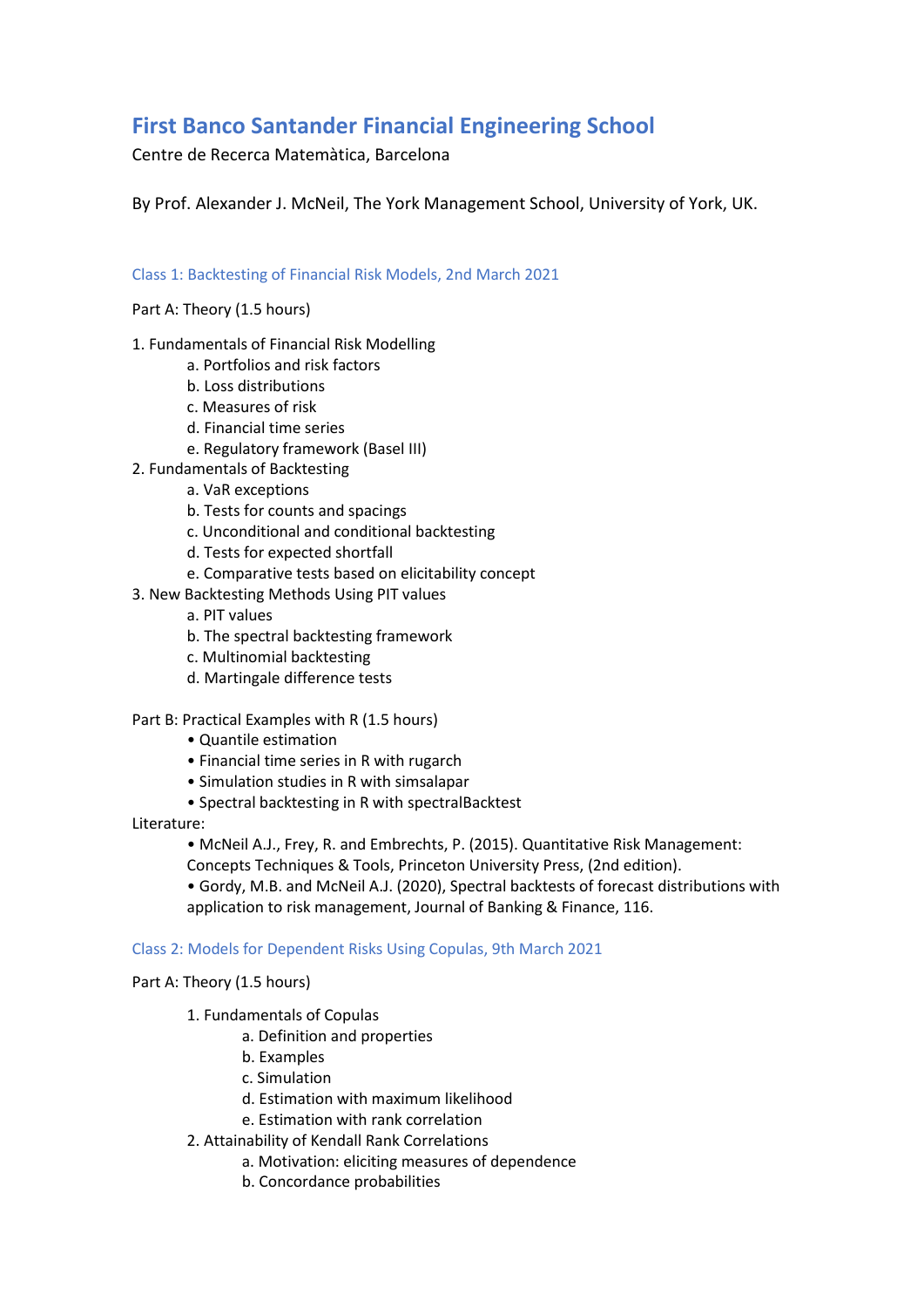# First Banco Santander Financial Engineering School

Centre de Recerca Matemàtica, Barcelona

By Prof. Alexander J. McNeil, The York Management School, University of York, UK.

## Class 1: Backtesting of Financial Risk Models, 2nd March 2021

Part A: Theory (1.5 hours)

1. Fundamentals of Financial Risk Modelling
    a. Portfolios and risk factors
    b. Loss distributions
    c. Measures of risk
    d. Financial time series
    e. Regulatory framework (Basel III)
2. Fundamentals of Backtesting
    a. VaR exceptions
    b. Tests for counts and spacings
    c. Unconditional and conditional backtesting
    d. Tests for expected shortfall
    e. Comparative tests based on elicitability concept
3. New Backtesting Methods Using PIT values
    a. PIT values
    b. The spectral backtesting framework
    c. Multinomial backtesting
    d. Martingale difference tests

Part B: Practical Examples with R (1.5 hours)

- Quantile estimation
- Financial time series in R with rugarch
- Simulation studies in R with simsalapar
- Spectral backtesting in R with spectralBacktest

Literature:

- McNeil A.J., Frey, R. and Embrechts, P. (2015). Quantitative Risk Management: Concepts Techniques & Tools, Princeton University Press, (2nd edition).
- Gordy, M.B. and McNeil A.J. (2020), Spectral backtests of forecast distributions with application to risk management, Journal of Banking & Finance, 116.

## Class 2: Models for Dependent Risks Using Copulas, 9th March 2021

Part A: Theory (1.5 hours)

1. Fundamentals of Copulas
    a. Definition and properties
    b. Examples
    c. Simulation
    d. Estimation with maximum likelihood
    e. Estimation with rank correlation
2. Attainability of Kendall Rank Correlations
    a. Motivation: eliciting measures of dependence
    b. Concordance probabilities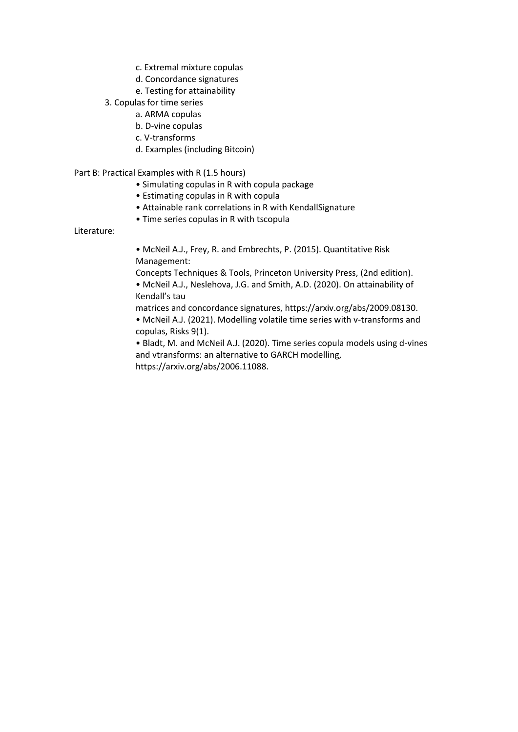c. Extremal mixture copulas
   d. Concordance signatures
   e. Testing for attainability

3. Copulas for time series
   a. ARMA copulas
   b. D-vine copulas
   c. V-transforms
   d. Examples (including Bitcoin)

Part B: Practical Examples with R (1.5 hours)

- Simulating copulas in R with copula package
- Estimating copulas in R with copula
- Attainable rank correlations in R with KendallSignature
- Time series copulas in R with tscopula

Literature:

- McNeil A.J., Frey, R. and Embrechts, P. (2015). Quantitative Risk Management:
  Concepts Techniques & Tools, Princeton University Press, (2nd edition).
- McNeil A.J., Neslehova, J.G. and Smith, A.D. (2020). On attainability of Kendall's tau
  matrices and concordance signatures, https://arxiv.org/abs/2009.08130.
- McNeil A.J. (2021). Modelling volatile time series with v-transforms and copulas, Risks 9(1).
- Bladt, M. and McNeil A.J. (2020). Time series copula models using d-vines and vtransforms: an alternative to GARCH modelling,
  https://arxiv.org/abs/2006.11088.